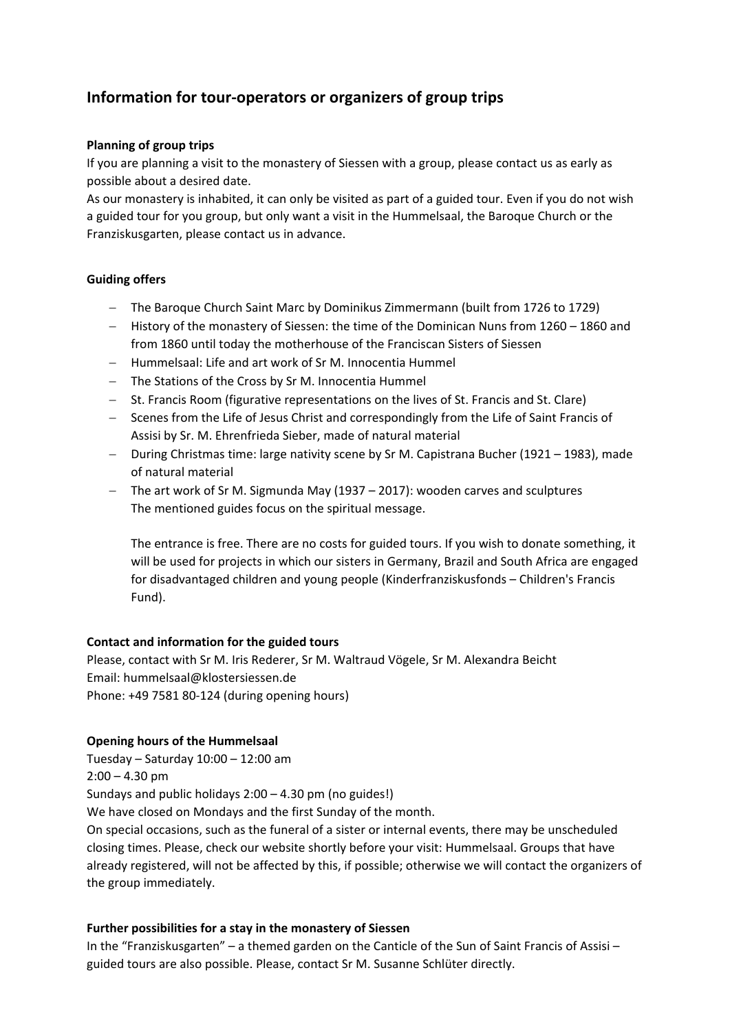## Information for tour-operators or organizers of group trips

**Planning of group trips**

If you are planning a visit to the monastery of Siessen with a group, please contact us as early as possible about a desired date.

As our monastery is inhabited, it can only be visited as part of a guided tour. Even if you do not wish a guided tour for you group, but only want a visit in the Hummelsaal, the Baroque Church or the Franziskusgarten, please contact us in advance.

**Guiding offers**

- The Baroque Church Saint Marc by Dominikus Zimmermann (built from 1726 to 1729)
- History of the monastery of Siessen: the time of the Dominican Nuns from 1260 – 1860 and from 1860 until today the motherhouse of the Franciscan Sisters of Siessen
- Hummelsaal: Life and art work of Sr M. Innocentia Hummel
- The Stations of the Cross by Sr M. Innocentia Hummel
- St. Francis Room (figurative representations on the lives of St. Francis and St. Clare)
- Scenes from the Life of Jesus Christ and correspondingly from the Life of Saint Francis of Assisi by Sr. M. Ehrenfrieda Sieber, made of natural material
- During Christmas time: large nativity scene by Sr M. Capistrana Bucher (1921 – 1983), made of natural material
- The art work of Sr M. Sigmunda May (1937 – 2017): wooden carves and sculptures
  The mentioned guides focus on the spiritual message.

  The entrance is free. There are no costs for guided tours. If you wish to donate something, it will be used for projects in which our sisters in Germany, Brazil and South Africa are engaged for disadvantaged children and young people (Kinderfranziskusfonds – Children's Francis Fund).

**Contact and information for the guided tours**

Please, contact with Sr M. Iris Rederer, Sr M. Waltraud Vögele, Sr M. Alexandra Beicht
Email: hummelsaal@klostersiessen.de
Phone: +49 7581 80-124 (during opening hours)

**Opening hours of the Hummelsaal**

Tuesday – Saturday 10:00 – 12:00 am
2:00 – 4.30 pm
Sundays and public holidays 2:00 – 4.30 pm (no guides!)
We have closed on Mondays and the first Sunday of the month.
On special occasions, such as the funeral of a sister or internal events, there may be unscheduled closing times. Please, check our website shortly before your visit: Hummelsaal. Groups that have already registered, will not be affected by this, if possible; otherwise we will contact the organizers of the group immediately.

**Further possibilities for a stay in the monastery of Siessen**

In the "Franziskusgarten" – a themed garden on the Canticle of the Sun of Saint Francis of Assisi – guided tours are also possible. Please, contact Sr M. Susanne Schlüter directly.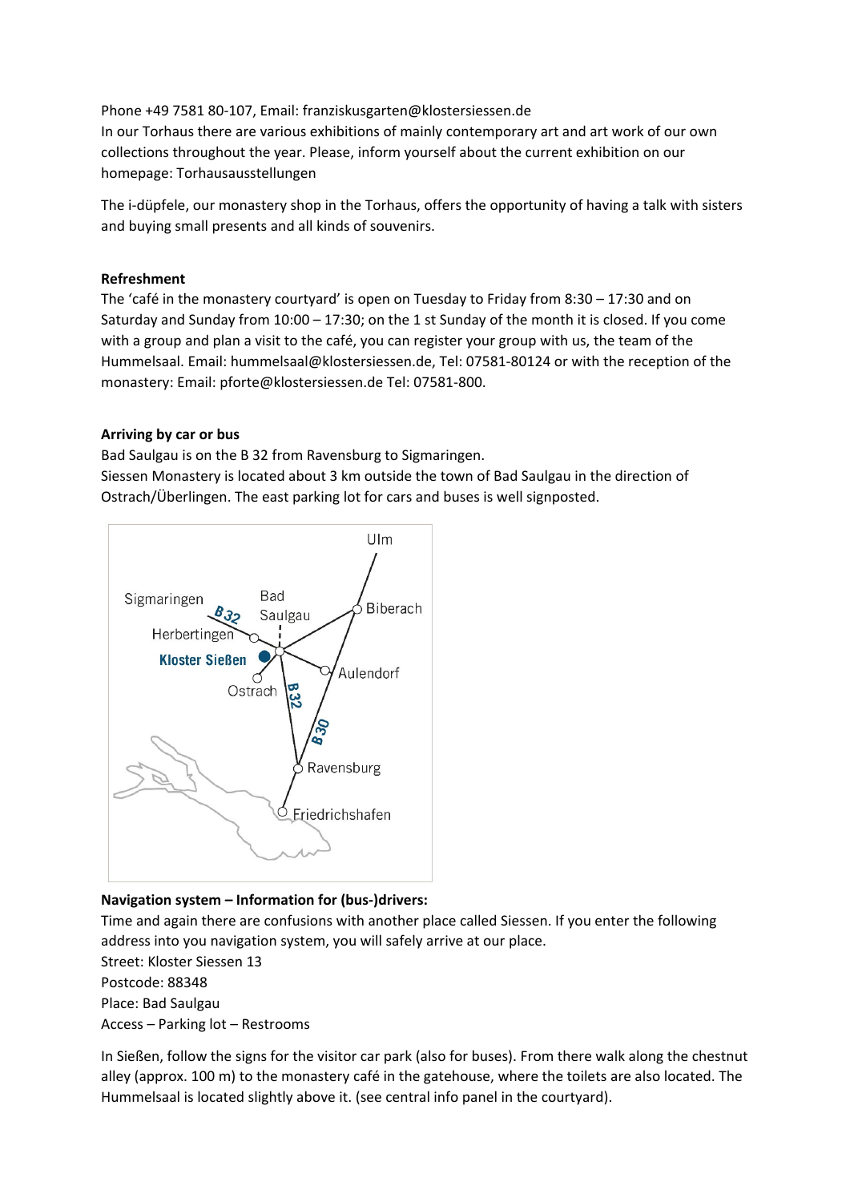Phone +49 7581 80-107, Email: franziskusgarten@klostersiessen.de
In our Torhaus there are various exhibitions of mainly contemporary art and art work of our own collections throughout the year. Please, inform yourself about the current exhibition on our homepage: Torhausausstellungen

The i-düpfele, our monastery shop in the Torhaus, offers the opportunity of having a talk with sisters and buying small presents and all kinds of souvenirs.

**Refreshment**

The 'café in the monastery courtyard' is open on Tuesday to Friday from 8:30 – 17:30 and on Saturday and Sunday from 10:00 – 17:30; on the 1 st Sunday of the month it is closed. If you come with a group and plan a visit to the café, you can register your group with us, the team of the Hummelsaal. Email: hummelsaal@klostersiessen.de, Tel: 07581-80124 or with the reception of the monastery: Email: pforte@klostersiessen.de Tel: 07581-800.

**Arriving by car or bus**

Bad Saulgau is on the B 32 from Ravensburg to Sigmaringen.
Siessen Monastery is located about 3 km outside the town of Bad Saulgau in the direction of Ostrach/Überlingen. The east parking lot for cars and buses is well signposted.

Ulm
Sigmaringen
B 32
Bad Saulgau
Biberach
Herbertingen
Kloster Sießen
Aulendorf
Ostrach
B 32
B 30
Ravensburg
Friedrichshafen

**Navigation system – Information for (bus-)drivers:**

Time and again there are confusions with another place called Siessen. If you enter the following address into you navigation system, you will safely arrive at our place.
Street: Kloster Siessen 13
Postcode: 88348
Place: Bad Saulgau
Access – Parking lot – Restrooms

In Sießen, follow the signs for the visitor car park (also for buses). From there walk along the chestnut alley (approx. 100 m) to the monastery café in the gatehouse, where the toilets are also located. The Hummelsaal is located slightly above it. (see central info panel in the courtyard).